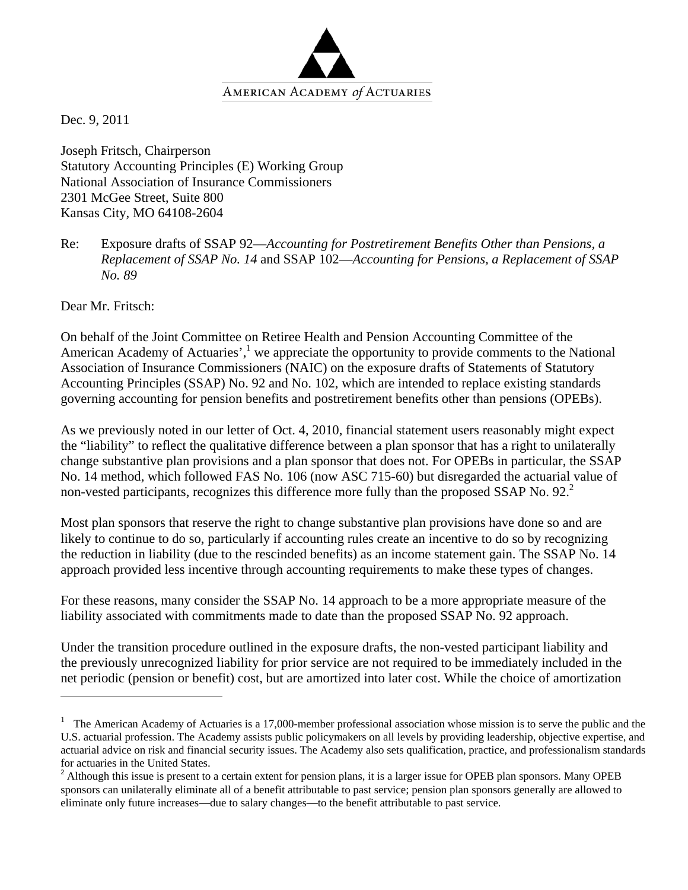AMERICAN ACADEMY *of* ACTUARIES

Dec. 9, 2011

Joseph Fritsch, Chairperson  
Statutory Accounting Principles (E) Working Group  
National Association of Insurance Commissioners  
2301 McGee Street, Suite 800  
Kansas City, MO 64108-2604

Re: Exposure drafts of SSAP 92—*Accounting for Postretirement Benefits Other than Pensions, a Replacement of SSAP No. 14* and SSAP 102—*Accounting for Pensions, a Replacement of SSAP No. 89*

Dear Mr. Fritsch:

On behalf of the Joint Committee on Retiree Health and Pension Accounting Committee of the American Academy of Actuaries',[1] we appreciate the opportunity to provide comments to the National Association of Insurance Commissioners (NAIC) on the exposure drafts of Statements of Statutory Accounting Principles (SSAP) No. 92 and No. 102, which are intended to replace existing standards governing accounting for pension benefits and postretirement benefits other than pensions (OPEBs).

As we previously noted in our letter of Oct. 4, 2010, financial statement users reasonably might expect the "liability" to reflect the qualitative difference between a plan sponsor that has a right to unilaterally change substantive plan provisions and a plan sponsor that does not. For OPEBs in particular, the SSAP No. 14 method, which followed FAS No. 106 (now ASC 715-60) but disregarded the actuarial value of non-vested participants, recognizes this difference more fully than the proposed SSAP No. 92.[2]

Most plan sponsors that reserve the right to change substantive plan provisions have done so and are likely to continue to do so, particularly if accounting rules create an incentive to do so by recognizing the reduction in liability (due to the rescinded benefits) as an income statement gain. The SSAP No. 14 approach provided less incentive through accounting requirements to make these types of changes.

For these reasons, many consider the SSAP No. 14 approach to be a more appropriate measure of the liability associated with commitments made to date than the proposed SSAP No. 92 approach.

Under the transition procedure outlined in the exposure drafts, the non-vested participant liability and the previously unrecognized liability for prior service are not required to be immediately included in the net periodic (pension or benefit) cost, but are amortized into later cost. While the choice of amortization

---

[1] The American Academy of Actuaries is a 17,000-member professional association whose mission is to serve the public and the U.S. actuarial profession. The Academy assists public policymakers on all levels by providing leadership, objective expertise, and actuarial advice on risk and financial security issues. The Academy also sets qualification, practice, and professionalism standards for actuaries in the United States.

[2] Although this issue is present to a certain extent for pension plans, it is a larger issue for OPEB plan sponsors. Many OPEB sponsors can unilaterally eliminate all of a benefit attributable to past service; pension plan sponsors generally are allowed to eliminate only future increases—due to salary changes—to the benefit attributable to past service.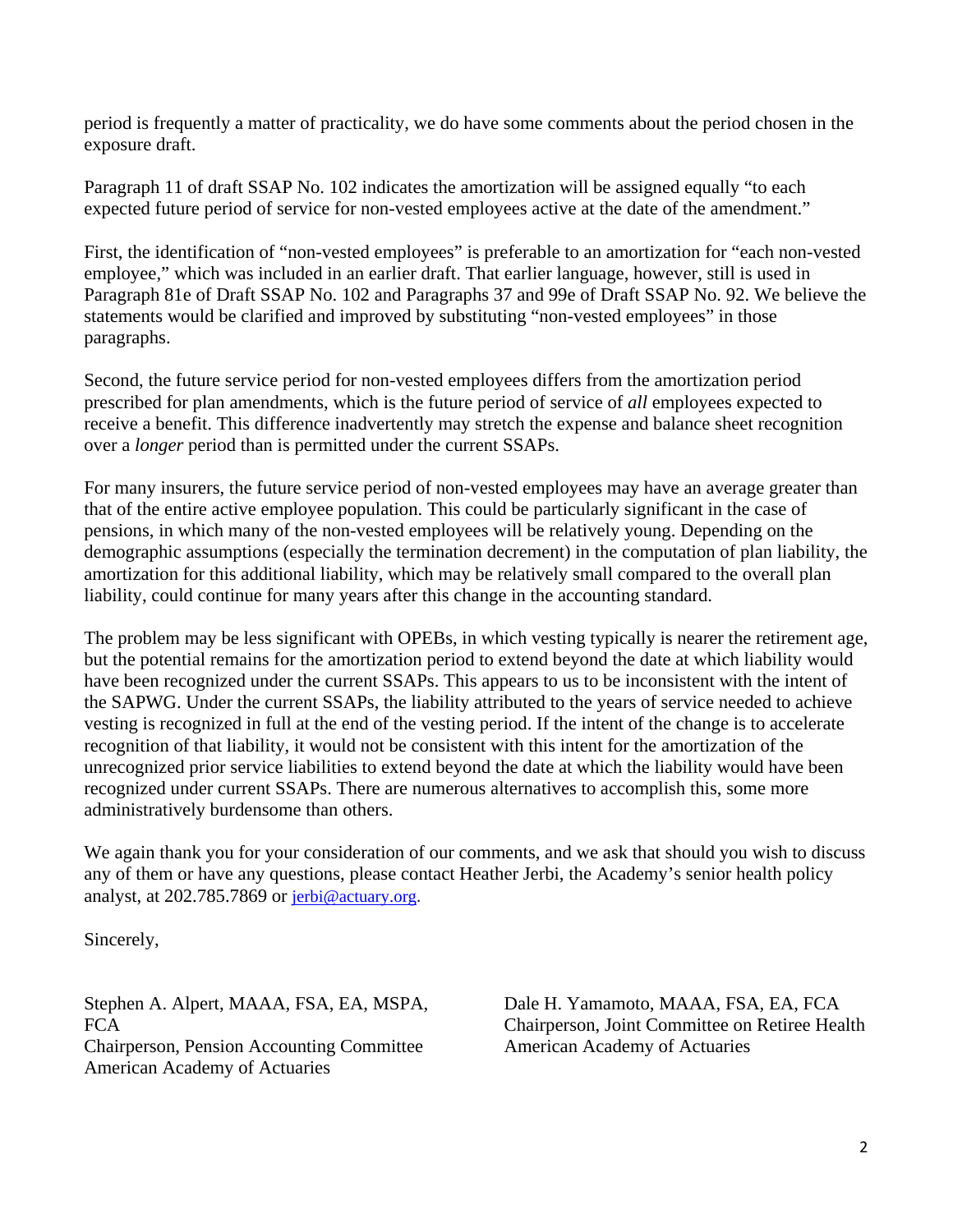period is frequently a matter of practicality, we do have some comments about the period chosen in the exposure draft.

Paragraph 11 of draft SSAP No. 102 indicates the amortization will be assigned equally "to each expected future period of service for non-vested employees active at the date of the amendment."

First, the identification of "non-vested employees" is preferable to an amortization for "each non-vested employee," which was included in an earlier draft. That earlier language, however, still is used in Paragraph 81e of Draft SSAP No. 102 and Paragraphs 37 and 99e of Draft SSAP No. 92. We believe the statements would be clarified and improved by substituting "non-vested employees" in those paragraphs.

Second, the future service period for non-vested employees differs from the amortization period prescribed for plan amendments, which is the future period of service of *all* employees expected to receive a benefit. This difference inadvertently may stretch the expense and balance sheet recognition over a *longer* period than is permitted under the current SSAPs.

For many insurers, the future service period of non-vested employees may have an average greater than that of the entire active employee population. This could be particularly significant in the case of pensions, in which many of the non-vested employees will be relatively young. Depending on the demographic assumptions (especially the termination decrement) in the computation of plan liability, the amortization for this additional liability, which may be relatively small compared to the overall plan liability, could continue for many years after this change in the accounting standard.

The problem may be less significant with OPEBs, in which vesting typically is nearer the retirement age, but the potential remains for the amortization period to extend beyond the date at which liability would have been recognized under the current SSAPs. This appears to us to be inconsistent with the intent of the SAPWG. Under the current SSAPs, the liability attributed to the years of service needed to achieve vesting is recognized in full at the end of the vesting period. If the intent of the change is to accelerate recognition of that liability, it would not be consistent with this intent for the amortization of the unrecognized prior service liabilities to extend beyond the date at which the liability would have been recognized under current SSAPs. There are numerous alternatives to accomplish this, some more administratively burdensome than others.

We again thank you for your consideration of our comments, and we ask that should you wish to discuss any of them or have any questions, please contact Heather Jerbi, the Academy's senior health policy analyst, at 202.785.7869 or jerbi@actuary.org.

Sincerely,

Stephen A. Alpert, MAAA, FSA, EA, MSPA, FCA
Chairperson, Pension Accounting Committee
American Academy of Actuaries

Dale H. Yamamoto, MAAA, FSA, EA, FCA
Chairperson, Joint Committee on Retiree Health
American Academy of Actuaries